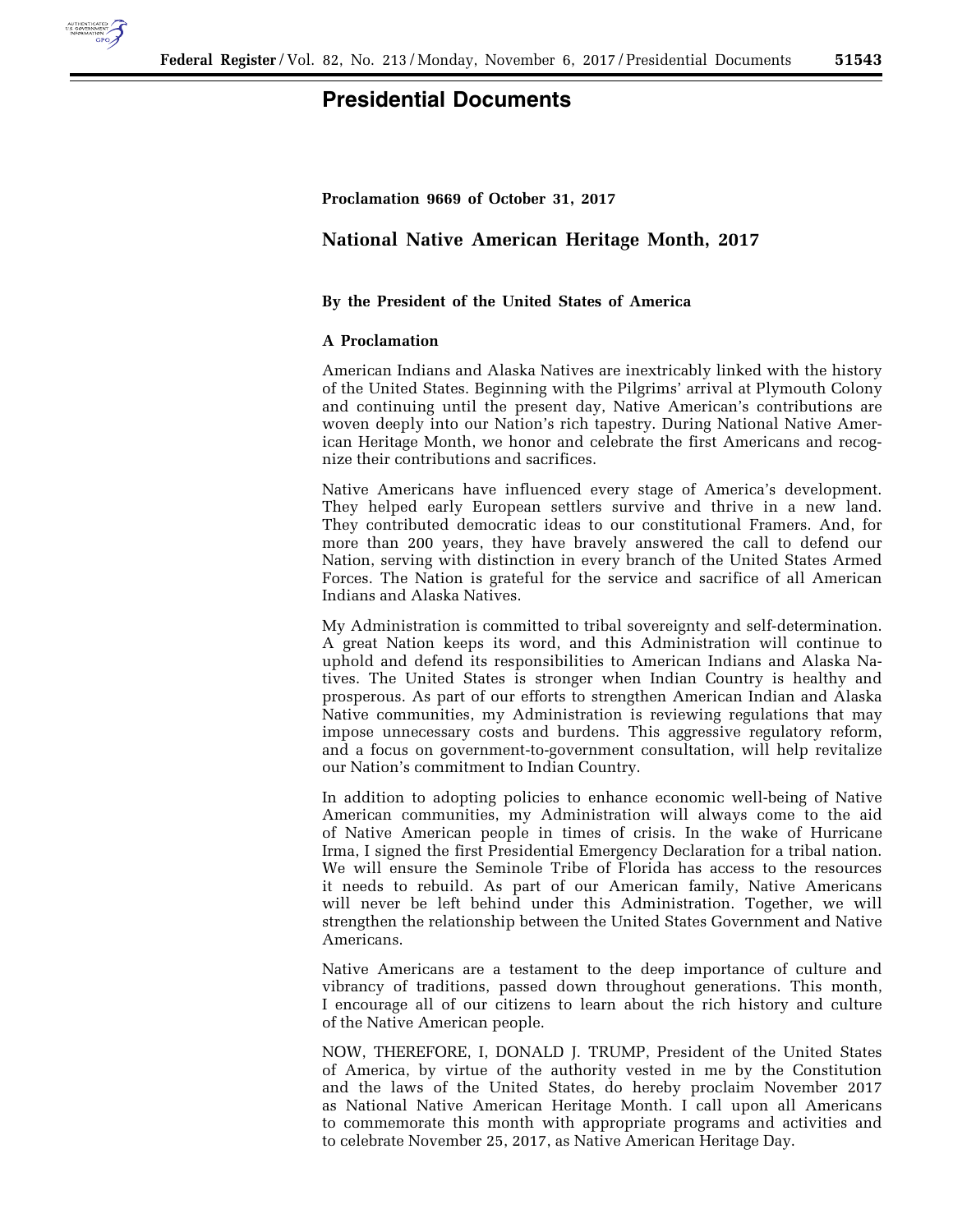# Presidential Documents

**Proclamation 9669 of October 31, 2017**

## National Native American Heritage Month, 2017

**By the President of the United States of America**

**A Proclamation**

American Indians and Alaska Natives are inextricably linked with the history of the United States. Beginning with the Pilgrims' arrival at Plymouth Colony and continuing until the present day, Native American's contributions are woven deeply into our Nation's rich tapestry. During National Native American Heritage Month, we honor and celebrate the first Americans and recognize their contributions and sacrifices.

Native Americans have influenced every stage of America's development. They helped early European settlers survive and thrive in a new land. They contributed democratic ideas to our constitutional Framers. And, for more than 200 years, they have bravely answered the call to defend our Nation, serving with distinction in every branch of the United States Armed Forces. The Nation is grateful for the service and sacrifice of all American Indians and Alaska Natives.

My Administration is committed to tribal sovereignty and self-determination. A great Nation keeps its word, and this Administration will continue to uphold and defend its responsibilities to American Indians and Alaska Natives. The United States is stronger when Indian Country is healthy and prosperous. As part of our efforts to strengthen American Indian and Alaska Native communities, my Administration is reviewing regulations that may impose unnecessary costs and burdens. This aggressive regulatory reform, and a focus on government-to-government consultation, will help revitalize our Nation's commitment to Indian Country.

In addition to adopting policies to enhance economic well-being of Native American communities, my Administration will always come to the aid of Native American people in times of crisis. In the wake of Hurricane Irma, I signed the first Presidential Emergency Declaration for a tribal nation. We will ensure the Seminole Tribe of Florida has access to the resources it needs to rebuild. As part of our American family, Native Americans will never be left behind under this Administration. Together, we will strengthen the relationship between the United States Government and Native Americans.

Native Americans are a testament to the deep importance of culture and vibrancy of traditions, passed down throughout generations. This month, I encourage all of our citizens to learn about the rich history and culture of the Native American people.

NOW, THEREFORE, I, DONALD J. TRUMP, President of the United States of America, by virtue of the authority vested in me by the Constitution and the laws of the United States, do hereby proclaim November 2017 as National Native American Heritage Month. I call upon all Americans to commemorate this month with appropriate programs and activities and to celebrate November 25, 2017, as Native American Heritage Day.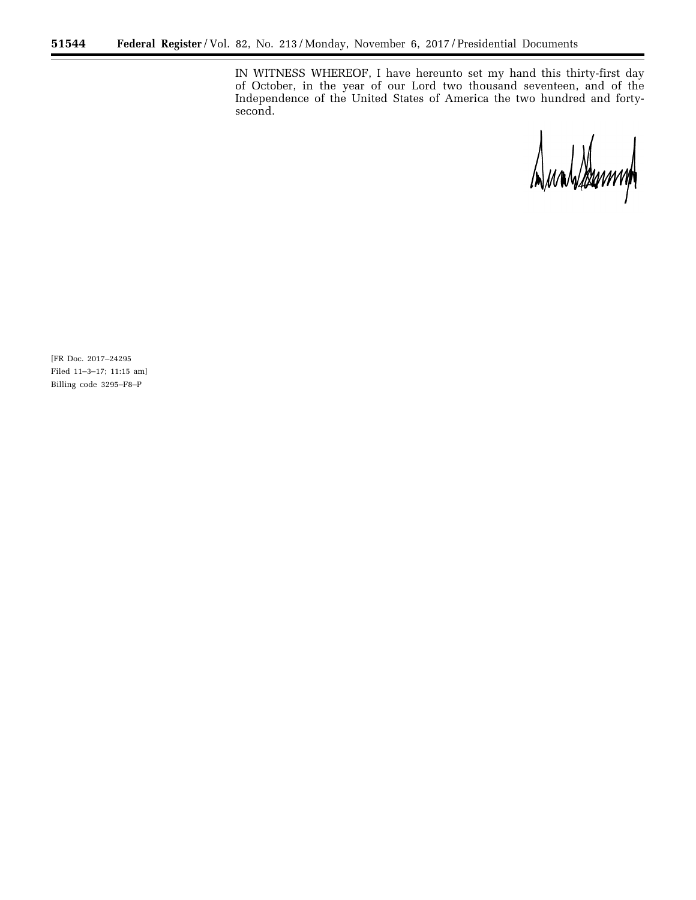IN WITNESS WHEREOF, I have hereunto set my hand this thirty-first day of October, in the year of our Lord two thousand seventeen, and of the Independence of the United States of America the two hundred and forty-second.

[FR Doc. 2017–24295
Filed 11–3–17; 11:15 am]
Billing code 3295–F8–P